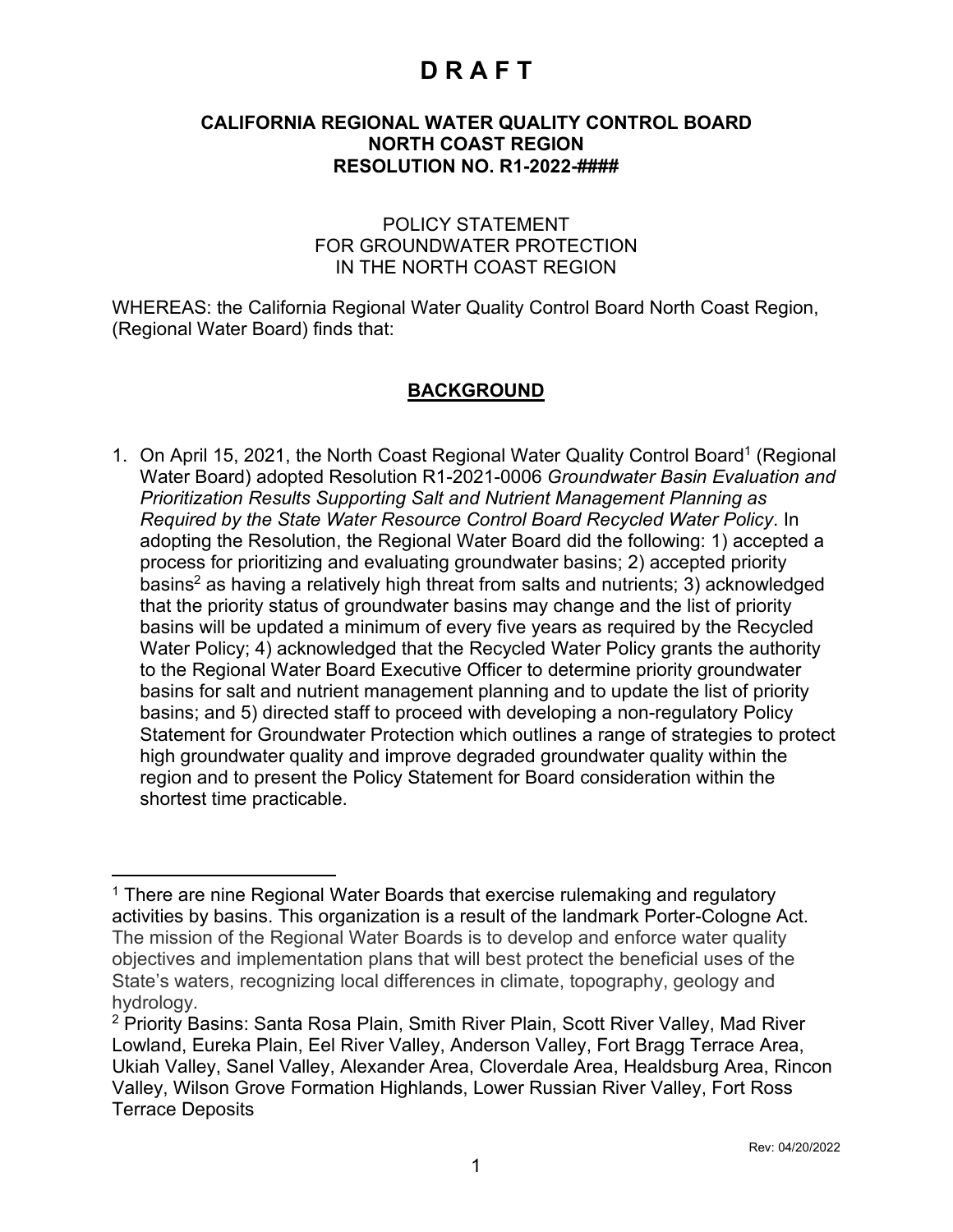# D R A F T

**CALIFORNIA REGIONAL WATER QUALITY CONTROL BOARD**
**NORTH COAST REGION**
**RESOLUTION NO. R1-2022-####**

POLICY STATEMENT
FOR GROUNDWATER PROTECTION
IN THE NORTH COAST REGION

WHEREAS: the California Regional Water Quality Control Board North Coast Region, (Regional Water Board) finds that:

## BACKGROUND

1. On April 15, 2021, the North Coast Regional Water Quality Control Board[1] (Regional Water Board) adopted Resolution R1-2021-0006 *Groundwater Basin Evaluation and Prioritization Results Supporting Salt and Nutrient Management Planning as Required by the State Water Resource Control Board Recycled Water Policy*. In adopting the Resolution, the Regional Water Board did the following: 1) accepted a process for prioritizing and evaluating groundwater basins; 2) accepted priority basins[2] as having a relatively high threat from salts and nutrients; 3) acknowledged that the priority status of groundwater basins may change and the list of priority basins will be updated a minimum of every five years as required by the Recycled Water Policy; 4) acknowledged that the Recycled Water Policy grants the authority to the Regional Water Board Executive Officer to determine priority groundwater basins for salt and nutrient management planning and to update the list of priority basins; and 5) directed staff to proceed with developing a non-regulatory Policy Statement for Groundwater Protection which outlines a range of strategies to protect high groundwater quality and improve degraded groundwater quality within the region and to present the Policy Statement for Board consideration within the shortest time practicable.

---

[1] There are nine Regional Water Boards that exercise rulemaking and regulatory activities by basins. This organization is a result of the landmark Porter-Cologne Act. The mission of the Regional Water Boards is to develop and enforce water quality objectives and implementation plans that will best protect the beneficial uses of the State's waters, recognizing local differences in climate, topography, geology and hydrology.

[2] Priority Basins: Santa Rosa Plain, Smith River Plain, Scott River Valley, Mad River Lowland, Eureka Plain, Eel River Valley, Anderson Valley, Fort Bragg Terrace Area, Ukiah Valley, Sanel Valley, Alexander Area, Cloverdale Area, Healdsburg Area, Rincon Valley, Wilson Grove Formation Highlands, Lower Russian River Valley, Fort Ross Terrace Deposits

Rev: 04/20/2022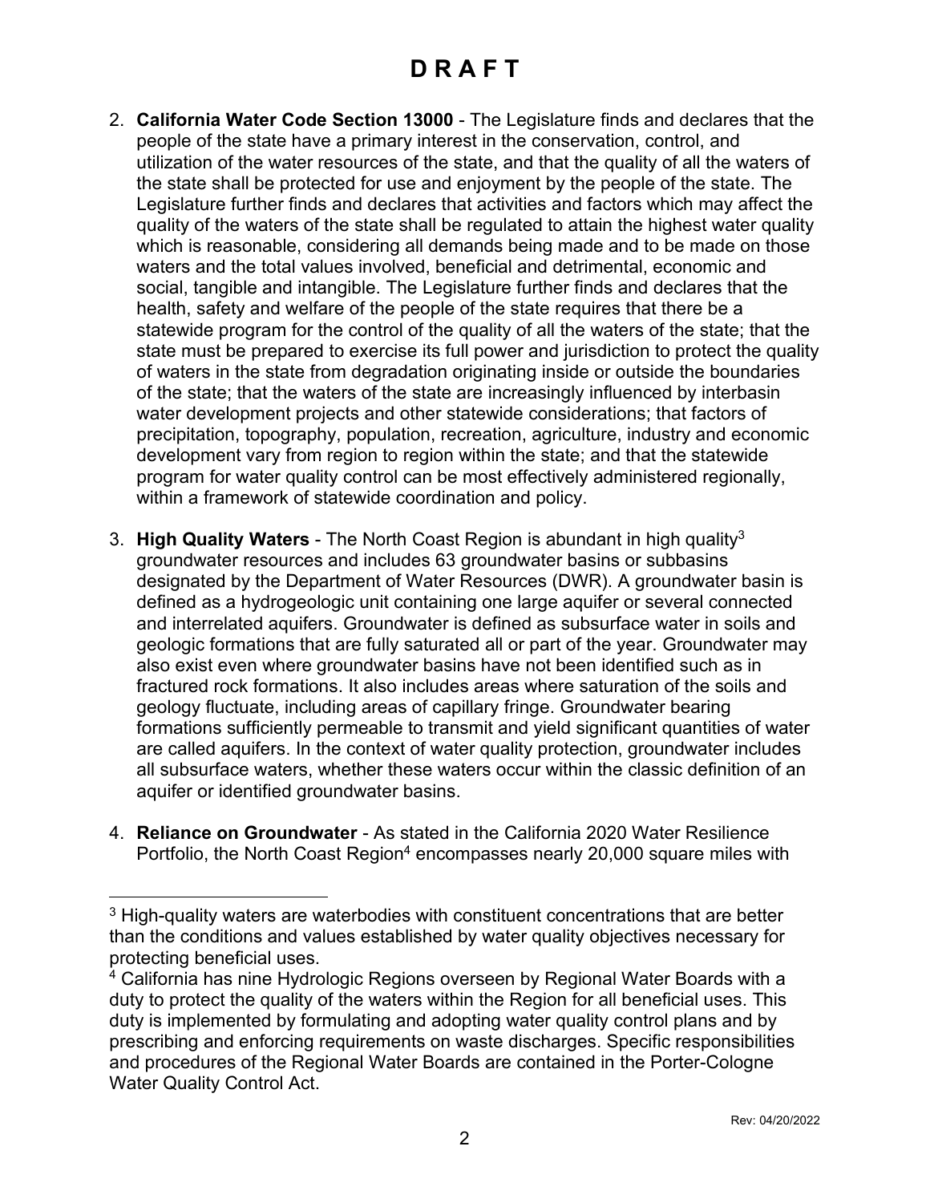# D R A F T

2. **California Water Code Section 13000** - The Legislature finds and declares that the people of the state have a primary interest in the conservation, control, and utilization of the water resources of the state, and that the quality of all the waters of the state shall be protected for use and enjoyment by the people of the state. The Legislature further finds and declares that activities and factors which may affect the quality of the waters of the state shall be regulated to attain the highest water quality which is reasonable, considering all demands being made and to be made on those waters and the total values involved, beneficial and detrimental, economic and social, tangible and intangible. The Legislature further finds and declares that the health, safety and welfare of the people of the state requires that there be a statewide program for the control of the quality of all the waters of the state; that the state must be prepared to exercise its full power and jurisdiction to protect the quality of waters in the state from degradation originating inside or outside the boundaries of the state; that the waters of the state are increasingly influenced by interbasin water development projects and other statewide considerations; that factors of precipitation, topography, population, recreation, agriculture, industry and economic development vary from region to region within the state; and that the statewide program for water quality control can be most effectively administered regionally, within a framework of statewide coordination and policy.

3. **High Quality Waters** - The North Coast Region is abundant in high quality[3] groundwater resources and includes 63 groundwater basins or subbasins designated by the Department of Water Resources (DWR). A groundwater basin is defined as a hydrogeologic unit containing one large aquifer or several connected and interrelated aquifers. Groundwater is defined as subsurface water in soils and geologic formations that are fully saturated all or part of the year. Groundwater may also exist even where groundwater basins have not been identified such as in fractured rock formations. It also includes areas where saturation of the soils and geology fluctuate, including areas of capillary fringe. Groundwater bearing formations sufficiently permeable to transmit and yield significant quantities of water are called aquifers. In the context of water quality protection, groundwater includes all subsurface waters, whether these waters occur within the classic definition of an aquifer or identified groundwater basins.

4. **Reliance on Groundwater** - As stated in the California 2020 Water Resilience Portfolio, the North Coast Region[4] encompasses nearly 20,000 square miles with

---

[3] High-quality waters are waterbodies with constituent concentrations that are better than the conditions and values established by water quality objectives necessary for protecting beneficial uses.

[4] California has nine Hydrologic Regions overseen by Regional Water Boards with a duty to protect the quality of the waters within the Region for all beneficial uses. This duty is implemented by formulating and adopting water quality control plans and by prescribing and enforcing requirements on waste discharges. Specific responsibilities and procedures of the Regional Water Boards are contained in the Porter-Cologne Water Quality Control Act.

Rev: 04/20/2022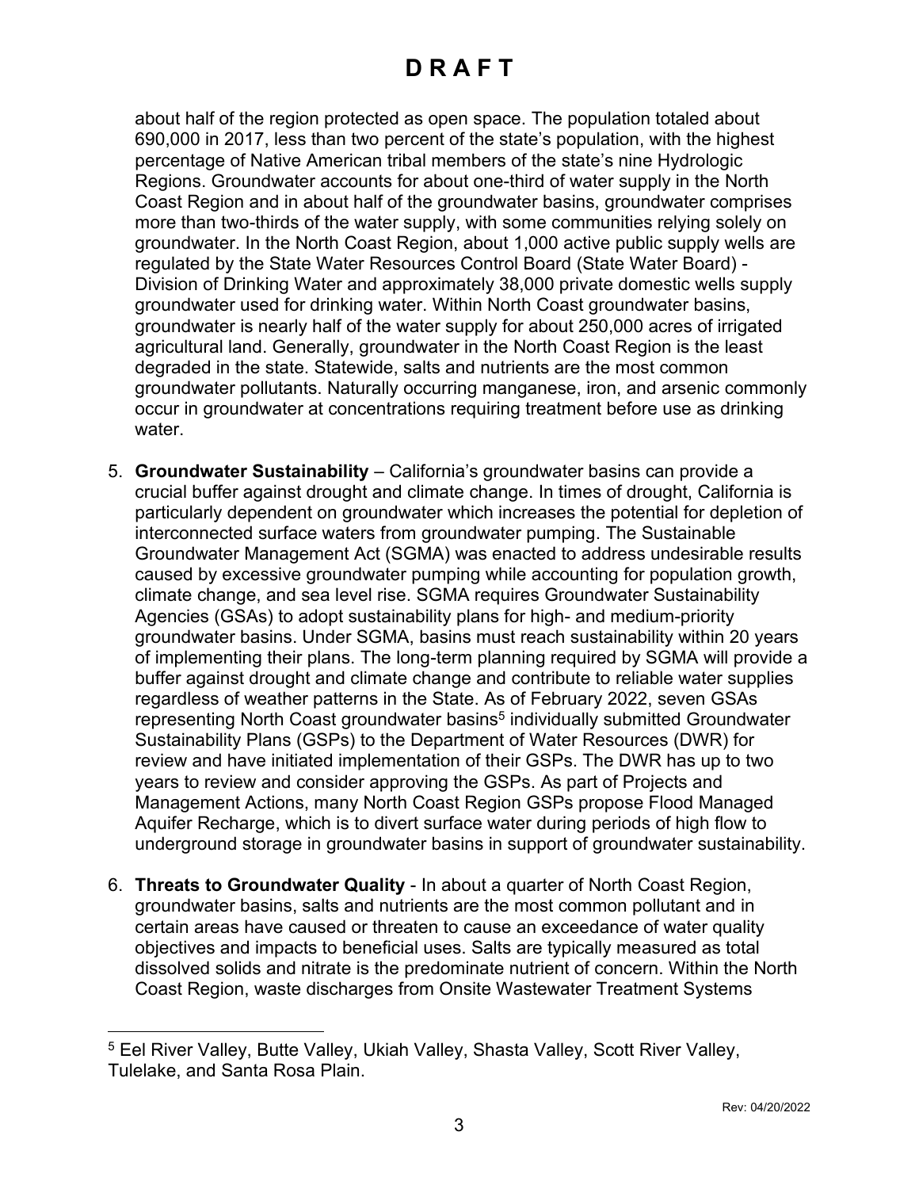about half of the region protected as open space. The population totaled about 690,000 in 2017, less than two percent of the state's population, with the highest percentage of Native American tribal members of the state's nine Hydrologic Regions. Groundwater accounts for about one-third of water supply in the North Coast Region and in about half of the groundwater basins, groundwater comprises more than two-thirds of the water supply, with some communities relying solely on groundwater. In the North Coast Region, about 1,000 active public supply wells are regulated by the State Water Resources Control Board (State Water Board) - Division of Drinking Water and approximately 38,000 private domestic wells supply groundwater used for drinking water. Within North Coast groundwater basins, groundwater is nearly half of the water supply for about 250,000 acres of irrigated agricultural land. Generally, groundwater in the North Coast Region is the least degraded in the state. Statewide, salts and nutrients are the most common groundwater pollutants. Naturally occurring manganese, iron, and arsenic commonly occur in groundwater at concentrations requiring treatment before use as drinking water.

5. **Groundwater Sustainability** – California's groundwater basins can provide a crucial buffer against drought and climate change. In times of drought, California is particularly dependent on groundwater which increases the potential for depletion of interconnected surface waters from groundwater pumping. The Sustainable Groundwater Management Act (SGMA) was enacted to address undesirable results caused by excessive groundwater pumping while accounting for population growth, climate change, and sea level rise. SGMA requires Groundwater Sustainability Agencies (GSAs) to adopt sustainability plans for high- and medium-priority groundwater basins. Under SGMA, basins must reach sustainability within 20 years of implementing their plans. The long-term planning required by SGMA will provide a buffer against drought and climate change and contribute to reliable water supplies regardless of weather patterns in the State. As of February 2022, seven GSAs representing North Coast groundwater basins[5] individually submitted Groundwater Sustainability Plans (GSPs) to the Department of Water Resources (DWR) for review and have initiated implementation of their GSPs. The DWR has up to two years to review and consider approving the GSPs. As part of Projects and Management Actions, many North Coast Region GSPs propose Flood Managed Aquifer Recharge, which is to divert surface water during periods of high flow to underground storage in groundwater basins in support of groundwater sustainability.

6. **Threats to Groundwater Quality** - In about a quarter of North Coast Region, groundwater basins, salts and nutrients are the most common pollutant and in certain areas have caused or threaten to cause an exceedance of water quality objectives and impacts to beneficial uses. Salts are typically measured as total dissolved solids and nitrate is the predominate nutrient of concern. Within the North Coast Region, waste discharges from Onsite Wastewater Treatment Systems

[5] Eel River Valley, Butte Valley, Ukiah Valley, Shasta Valley, Scott River Valley, Tulelake, and Santa Rosa Plain.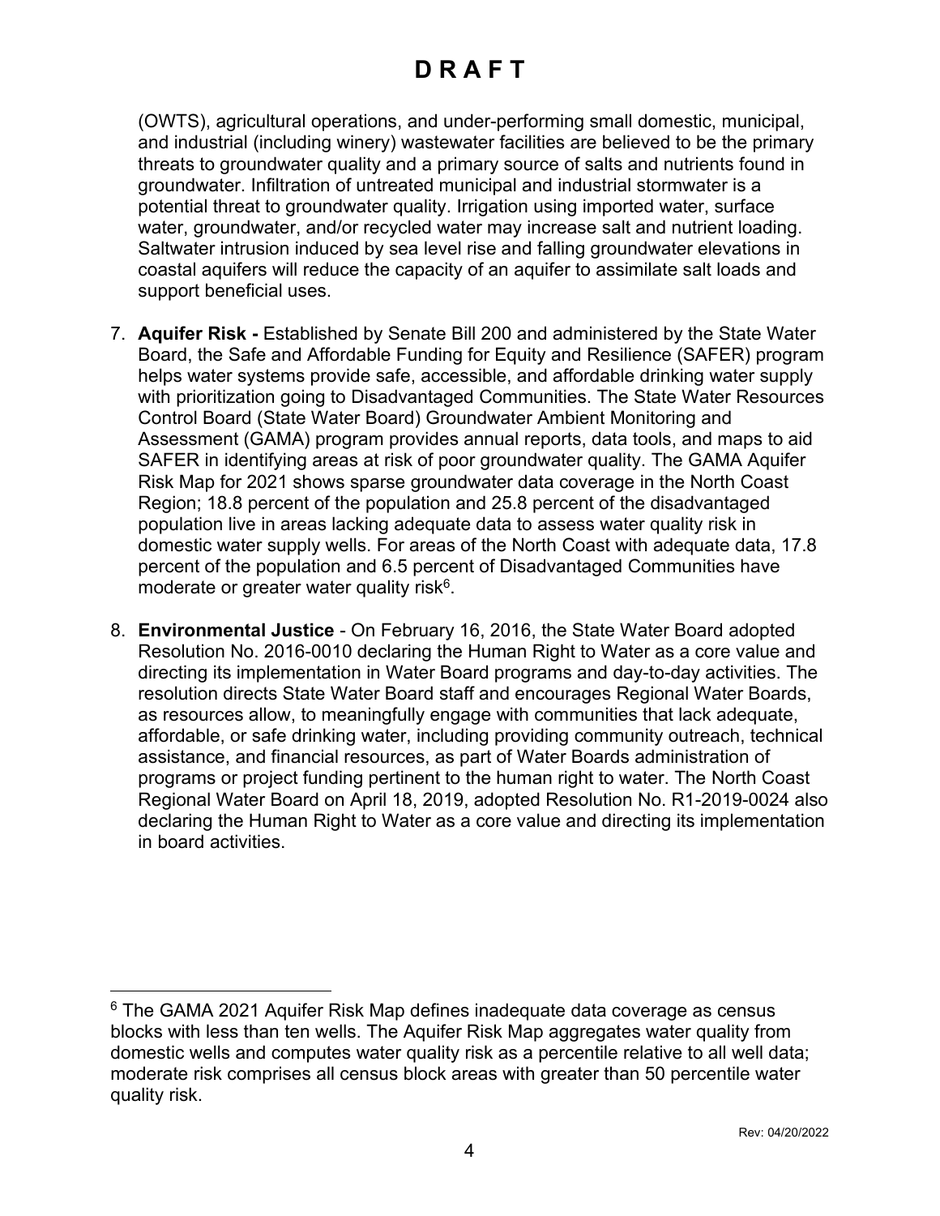(OWTS), agricultural operations, and under-performing small domestic, municipal, and industrial (including winery) wastewater facilities are believed to be the primary threats to groundwater quality and a primary source of salts and nutrients found in groundwater. Infiltration of untreated municipal and industrial stormwater is a potential threat to groundwater quality. Irrigation using imported water, surface water, groundwater, and/or recycled water may increase salt and nutrient loading. Saltwater intrusion induced by sea level rise and falling groundwater elevations in coastal aquifers will reduce the capacity of an aquifer to assimilate salt loads and support beneficial uses.

7. **Aquifer Risk -** Established by Senate Bill 200 and administered by the State Water Board, the Safe and Affordable Funding for Equity and Resilience (SAFER) program helps water systems provide safe, accessible, and affordable drinking water supply with prioritization going to Disadvantaged Communities. The State Water Resources Control Board (State Water Board) Groundwater Ambient Monitoring and Assessment (GAMA) program provides annual reports, data tools, and maps to aid SAFER in identifying areas at risk of poor groundwater quality. The GAMA Aquifer Risk Map for 2021 shows sparse groundwater data coverage in the North Coast Region; 18.8 percent of the population and 25.8 percent of the disadvantaged population live in areas lacking adequate data to assess water quality risk in domestic water supply wells. For areas of the North Coast with adequate data, 17.8 percent of the population and 6.5 percent of Disadvantaged Communities have moderate or greater water quality risk[6].

8. **Environmental Justice** - On February 16, 2016, the State Water Board adopted Resolution No. 2016-0010 declaring the Human Right to Water as a core value and directing its implementation in Water Board programs and day-to-day activities. The resolution directs State Water Board staff and encourages Regional Water Boards, as resources allow, to meaningfully engage with communities that lack adequate, affordable, or safe drinking water, including providing community outreach, technical assistance, and financial resources, as part of Water Boards administration of programs or project funding pertinent to the human right to water. The North Coast Regional Water Board on April 18, 2019, adopted Resolution No. R1-2019-0024 also declaring the Human Right to Water as a core value and directing its implementation in board activities.

[6] The GAMA 2021 Aquifer Risk Map defines inadequate data coverage as census blocks with less than ten wells. The Aquifer Risk Map aggregates water quality from domestic wells and computes water quality risk as a percentile relative to all well data; moderate risk comprises all census block areas with greater than 50 percentile water quality risk.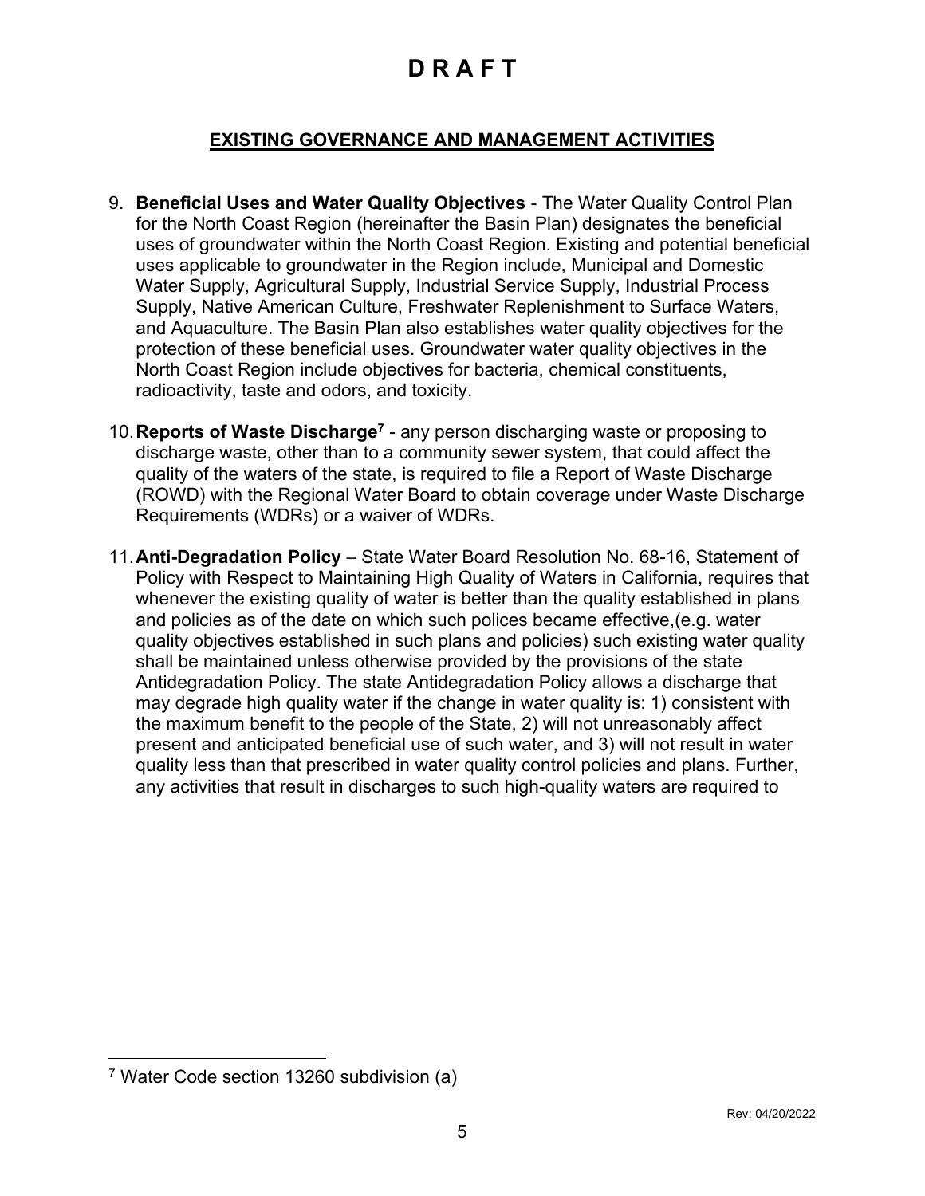# D R A F T

## EXISTING GOVERNANCE AND MANAGEMENT ACTIVITIES

9. **Beneficial Uses and Water Quality Objectives** - The Water Quality Control Plan for the North Coast Region (hereinafter the Basin Plan) designates the beneficial uses of groundwater within the North Coast Region. Existing and potential beneficial uses applicable to groundwater in the Region include, Municipal and Domestic Water Supply, Agricultural Supply, Industrial Service Supply, Industrial Process Supply, Native American Culture, Freshwater Replenishment to Surface Waters, and Aquaculture. The Basin Plan also establishes water quality objectives for the protection of these beneficial uses. Groundwater water quality objectives in the North Coast Region include objectives for bacteria, chemical constituents, radioactivity, taste and odors, and toxicity.

10. **Reports of Waste Discharge**[7] - any person discharging waste or proposing to discharge waste, other than to a community sewer system, that could affect the quality of the waters of the state, is required to file a Report of Waste Discharge (ROWD) with the Regional Water Board to obtain coverage under Waste Discharge Requirements (WDRs) or a waiver of WDRs.

11. **Anti-Degradation Policy** – State Water Board Resolution No. 68-16, Statement of Policy with Respect to Maintaining High Quality of Waters in California, requires that whenever the existing quality of water is better than the quality established in plans and policies as of the date on which such polices became effective,(e.g. water quality objectives established in such plans and policies) such existing water quality shall be maintained unless otherwise provided by the provisions of the state Antidegradation Policy. The state Antidegradation Policy allows a discharge that may degrade high quality water if the change in water quality is: 1) consistent with the maximum benefit to the people of the State, 2) will not unreasonably affect present and anticipated beneficial use of such water, and 3) will not result in water quality less than that prescribed in water quality control policies and plans. Further, any activities that result in discharges to such high-quality waters are required to

---

[7] Water Code section 13260 subdivision (a)

Rev: 04/20/2022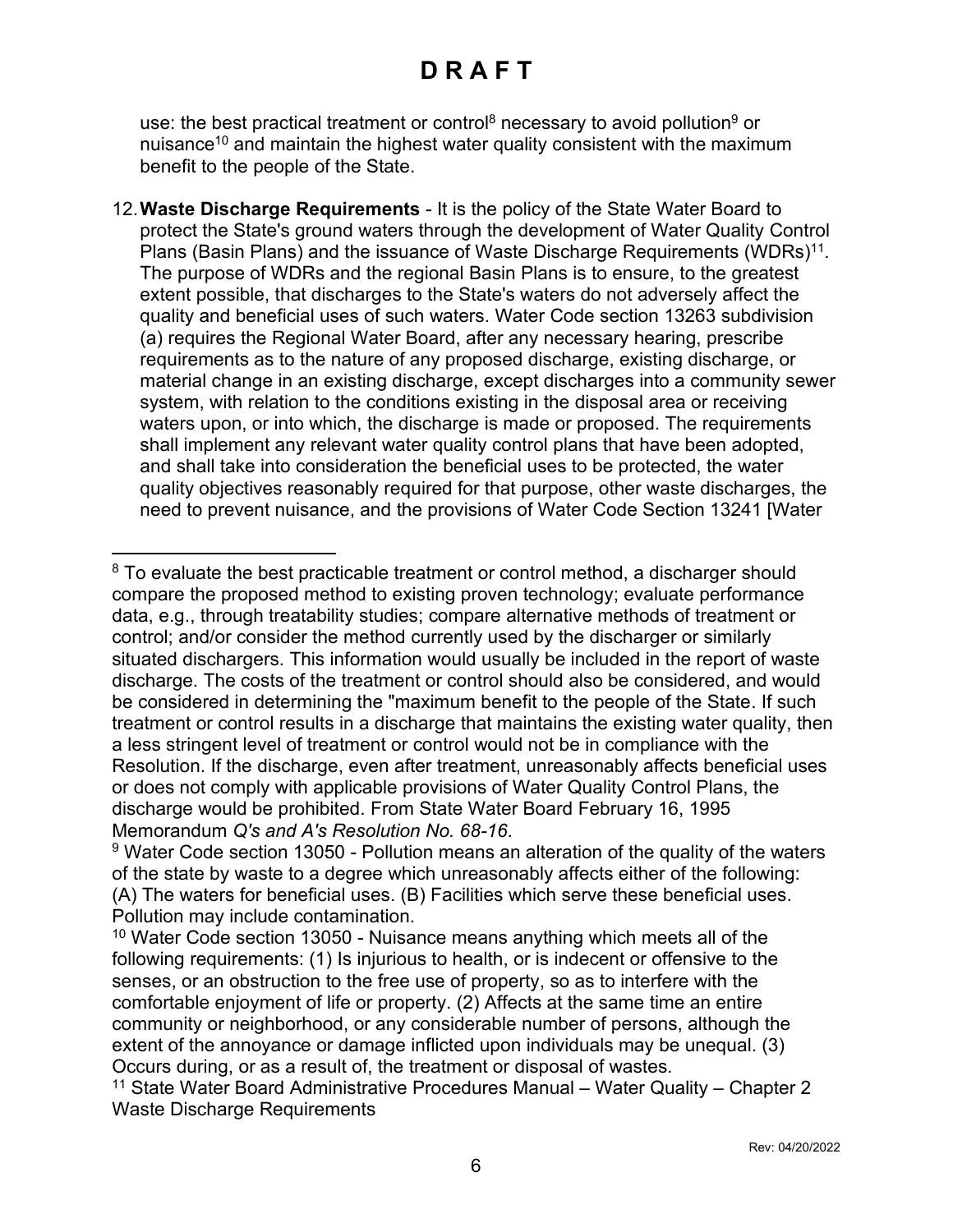# D R A F T

use: the best practical treatment or control[8] necessary to avoid pollution[9] or nuisance[10] and maintain the highest water quality consistent with the maximum benefit to the people of the State.

12. **Waste Discharge Requirements** - It is the policy of the State Water Board to protect the State's ground waters through the development of Water Quality Control Plans (Basin Plans) and the issuance of Waste Discharge Requirements (WDRs)[11]. The purpose of WDRs and the regional Basin Plans is to ensure, to the greatest extent possible, that discharges to the State's waters do not adversely affect the quality and beneficial uses of such waters. Water Code section 13263 subdivision (a) requires the Regional Water Board, after any necessary hearing, prescribe requirements as to the nature of any proposed discharge, existing discharge, or material change in an existing discharge, except discharges into a community sewer system, with relation to the conditions existing in the disposal area or receiving waters upon, or into which, the discharge is made or proposed. The requirements shall implement any relevant water quality control plans that have been adopted, and shall take into consideration the beneficial uses to be protected, the water quality objectives reasonably required for that purpose, other waste discharges, the need to prevent nuisance, and the provisions of Water Code Section 13241 [Water

---

[8] To evaluate the best practicable treatment or control method, a discharger should compare the proposed method to existing proven technology; evaluate performance data, e.g., through treatability studies; compare alternative methods of treatment or control; and/or consider the method currently used by the discharger or similarly situated dischargers. This information would usually be included in the report of waste discharge. The costs of the treatment or control should also be considered, and would be considered in determining the "maximum benefit to the people of the State. If such treatment or control results in a discharge that maintains the existing water quality, then a less stringent level of treatment or control would not be in compliance with the Resolution. If the discharge, even after treatment, unreasonably affects beneficial uses or does not comply with applicable provisions of Water Quality Control Plans, the discharge would be prohibited. From State Water Board February 16, 1995 Memorandum *Q's and A's Resolution No. 68-16*.

[9] Water Code section 13050 - Pollution means an alteration of the quality of the waters of the state by waste to a degree which unreasonably affects either of the following: (A) The waters for beneficial uses. (B) Facilities which serve these beneficial uses. Pollution may include contamination.

[10] Water Code section 13050 - Nuisance means anything which meets all of the following requirements: (1) Is injurious to health, or is indecent or offensive to the senses, or an obstruction to the free use of property, so as to interfere with the comfortable enjoyment of life or property. (2) Affects at the same time an entire community or neighborhood, or any considerable number of persons, although the extent of the annoyance or damage inflicted upon individuals may be unequal. (3) Occurs during, or as a result of, the treatment or disposal of wastes.

[11] State Water Board Administrative Procedures Manual – Water Quality – Chapter 2 Waste Discharge Requirements

Rev: 04/20/2022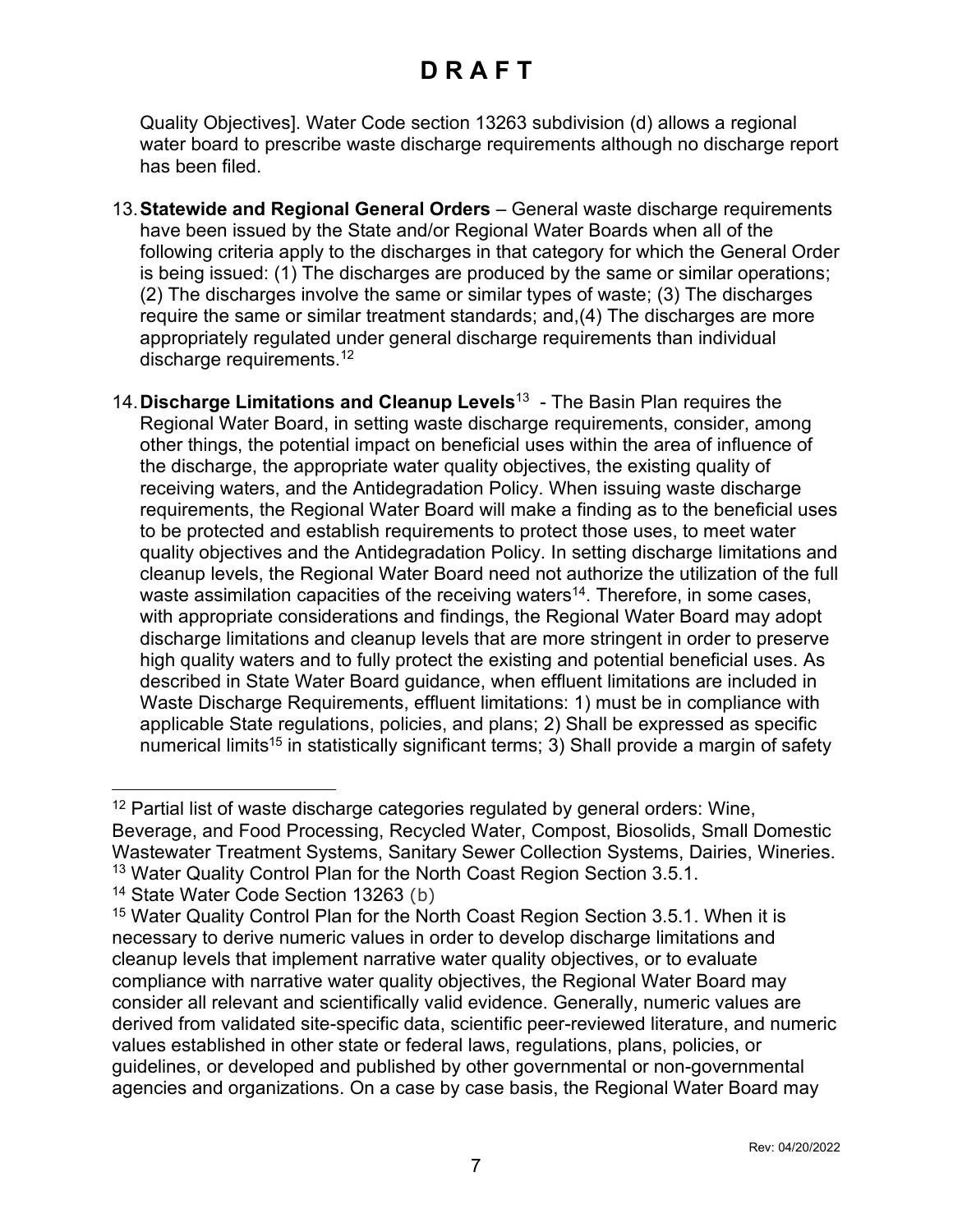Quality Objectives]. Water Code section 13263 subdivision (d) allows a regional water board to prescribe waste discharge requirements although no discharge report has been filed.

13. **Statewide and Regional General Orders** – General waste discharge requirements have been issued by the State and/or Regional Water Boards when all of the following criteria apply to the discharges in that category for which the General Order is being issued: (1) The discharges are produced by the same or similar operations; (2) The discharges involve the same or similar types of waste; (3) The discharges require the same or similar treatment standards; and,(4) The discharges are more appropriately regulated under general discharge requirements than individual discharge requirements.[12]

14. **Discharge Limitations and Cleanup Levels**[13] - The Basin Plan requires the Regional Water Board, in setting waste discharge requirements, consider, among other things, the potential impact on beneficial uses within the area of influence of the discharge, the appropriate water quality objectives, the existing quality of receiving waters, and the Antidegradation Policy. When issuing waste discharge requirements, the Regional Water Board will make a finding as to the beneficial uses to be protected and establish requirements to protect those uses, to meet water quality objectives and the Antidegradation Policy. In setting discharge limitations and cleanup levels, the Regional Water Board need not authorize the utilization of the full waste assimilation capacities of the receiving waters[14]. Therefore, in some cases, with appropriate considerations and findings, the Regional Water Board may adopt discharge limitations and cleanup levels that are more stringent in order to preserve high quality waters and to fully protect the existing and potential beneficial uses. As described in State Water Board guidance, when effluent limitations are included in Waste Discharge Requirements, effluent limitations: 1) must be in compliance with applicable State regulations, policies, and plans; 2) Shall be expressed as specific numerical limits[15] in statistically significant terms; 3) Shall provide a margin of safety

---

[12] Partial list of waste discharge categories regulated by general orders: Wine, Beverage, and Food Processing, Recycled Water, Compost, Biosolids, Small Domestic Wastewater Treatment Systems, Sanitary Sewer Collection Systems, Dairies, Wineries.

[13] Water Quality Control Plan for the North Coast Region Section 3.5.1.

[14] State Water Code Section 13263 (b)

[15] Water Quality Control Plan for the North Coast Region Section 3.5.1. When it is necessary to derive numeric values in order to develop discharge limitations and cleanup levels that implement narrative water quality objectives, or to evaluate compliance with narrative water quality objectives, the Regional Water Board may consider all relevant and scientifically valid evidence. Generally, numeric values are derived from validated site-specific data, scientific peer-reviewed literature, and numeric values established in other state or federal laws, regulations, plans, policies, or guidelines, or developed and published by other governmental or non-governmental agencies and organizations. On a case by case basis, the Regional Water Board may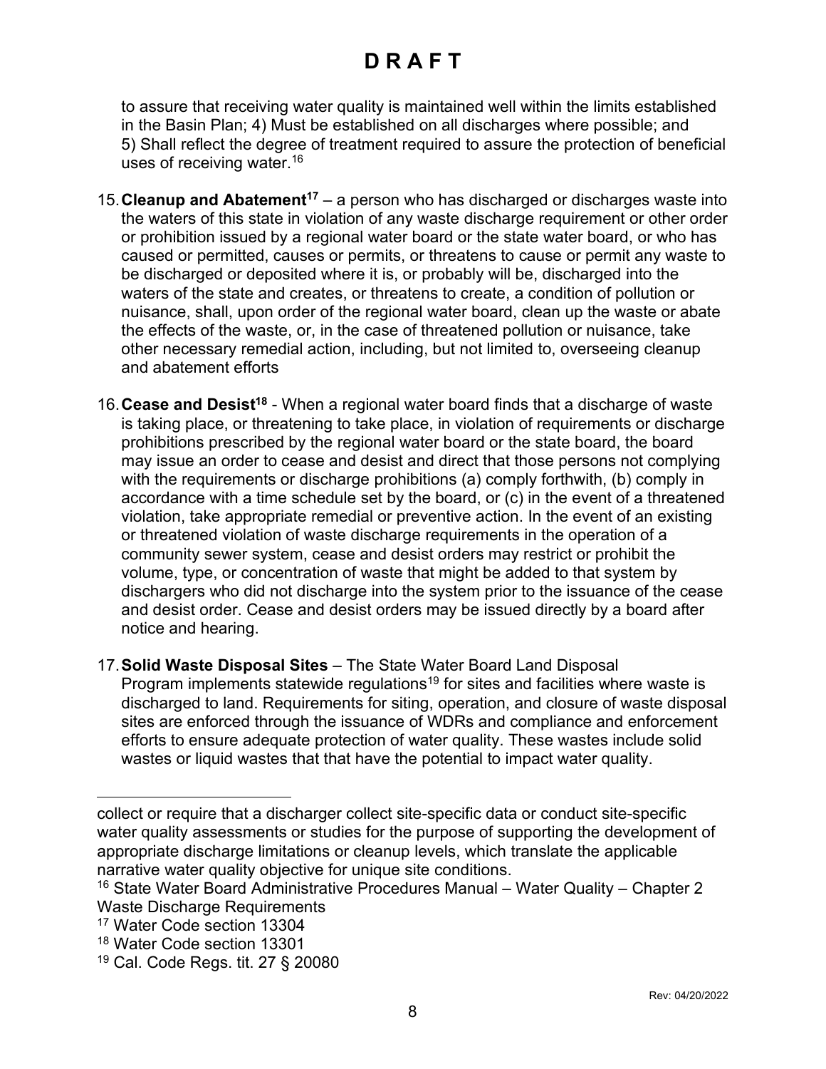# D R A F T

to assure that receiving water quality is maintained well within the limits established in the Basin Plan; 4) Must be established on all discharges where possible; and 5) Shall reflect the degree of treatment required to assure the protection of beneficial uses of receiving water.[16]

15. **Cleanup and Abatement[17]** – a person who has discharged or discharges waste into the waters of this state in violation of any waste discharge requirement or other order or prohibition issued by a regional water board or the state water board, or who has caused or permitted, causes or permits, or threatens to cause or permit any waste to be discharged or deposited where it is, or probably will be, discharged into the waters of the state and creates, or threatens to create, a condition of pollution or nuisance, shall, upon order of the regional water board, clean up the waste or abate the effects of the waste, or, in the case of threatened pollution or nuisance, take other necessary remedial action, including, but not limited to, overseeing cleanup and abatement efforts

16. **Cease and Desist[18]** - When a regional water board finds that a discharge of waste is taking place, or threatening to take place, in violation of requirements or discharge prohibitions prescribed by the regional water board or the state board, the board may issue an order to cease and desist and direct that those persons not complying with the requirements or discharge prohibitions (a) comply forthwith, (b) comply in accordance with a time schedule set by the board, or (c) in the event of a threatened violation, take appropriate remedial or preventive action. In the event of an existing or threatened violation of waste discharge requirements in the operation of a community sewer system, cease and desist orders may restrict or prohibit the volume, type, or concentration of waste that might be added to that system by dischargers who did not discharge into the system prior to the issuance of the cease and desist order. Cease and desist orders may be issued directly by a board after notice and hearing.

17. **Solid Waste Disposal Sites** – The State Water Board Land Disposal Program implements statewide regulations[19] for sites and facilities where waste is discharged to land. Requirements for siting, operation, and closure of waste disposal sites are enforced through the issuance of WDRs and compliance and enforcement efforts to ensure adequate protection of water quality. These wastes include solid wastes or liquid wastes that that have the potential to impact water quality.

---

collect or require that a discharger collect site-specific data or conduct site-specific water quality assessments or studies for the purpose of supporting the development of appropriate discharge limitations or cleanup levels, which translate the applicable narrative water quality objective for unique site conditions.

[16] State Water Board Administrative Procedures Manual – Water Quality – Chapter 2 Waste Discharge Requirements

[17] Water Code section 13304

[18] Water Code section 13301

[19] Cal. Code Regs. tit. 27 § 20080

Rev: 04/20/2022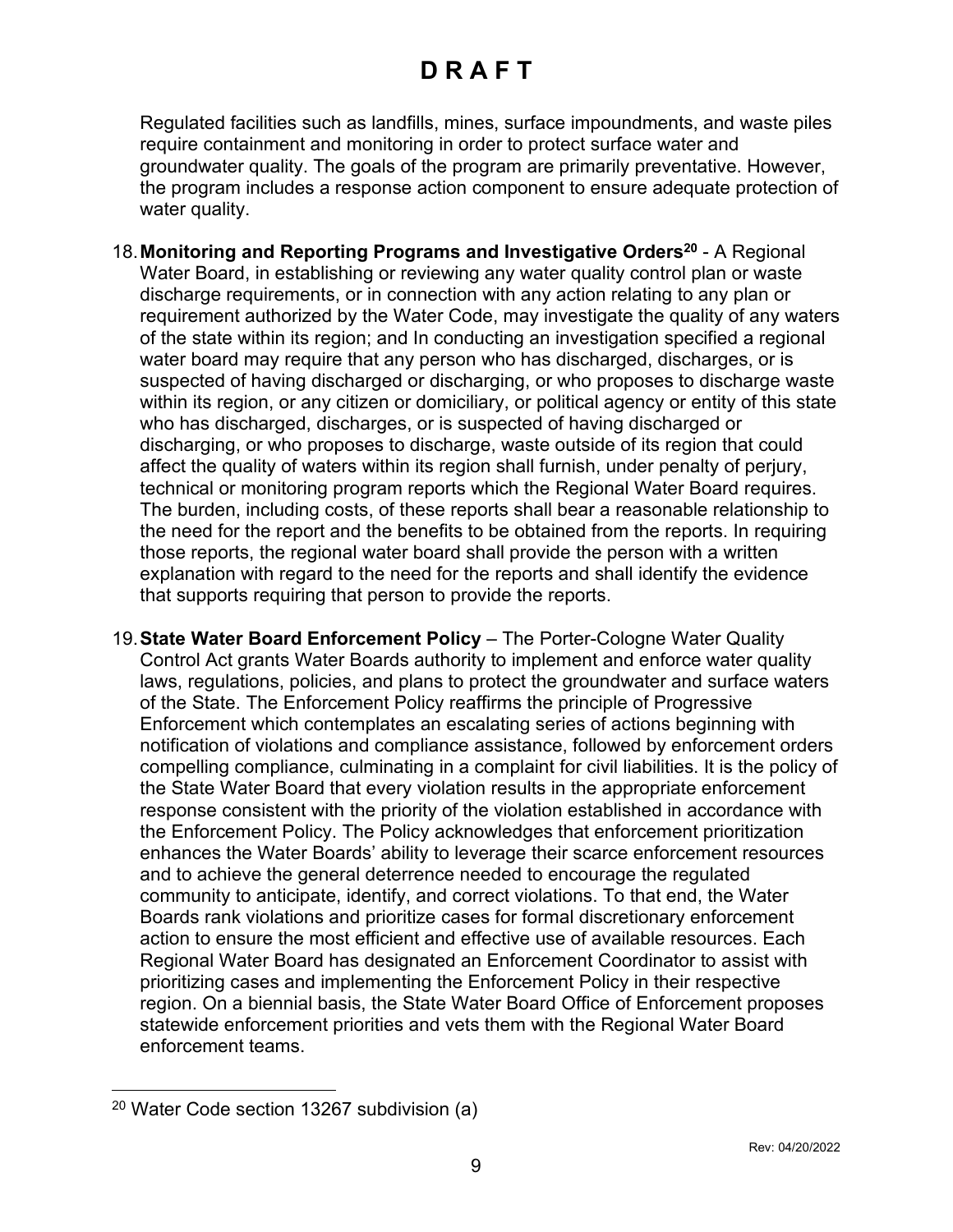Regulated facilities such as landfills, mines, surface impoundments, and waste piles require containment and monitoring in order to protect surface water and groundwater quality. The goals of the program are primarily preventative. However, the program includes a response action component to ensure adequate protection of water quality.

18. **Monitoring and Reporting Programs and Investigative Orders**[20] - A Regional Water Board, in establishing or reviewing any water quality control plan or waste discharge requirements, or in connection with any action relating to any plan or requirement authorized by the Water Code, may investigate the quality of any waters of the state within its region; and In conducting an investigation specified a regional water board may require that any person who has discharged, discharges, or is suspected of having discharged or discharging, or who proposes to discharge waste within its region, or any citizen or domiciliary, or political agency or entity of this state who has discharged, discharges, or is suspected of having discharged or discharging, or who proposes to discharge, waste outside of its region that could affect the quality of waters within its region shall furnish, under penalty of perjury, technical or monitoring program reports which the Regional Water Board requires. The burden, including costs, of these reports shall bear a reasonable relationship to the need for the report and the benefits to be obtained from the reports. In requiring those reports, the regional water board shall provide the person with a written explanation with regard to the need for the reports and shall identify the evidence that supports requiring that person to provide the reports.

19. **State Water Board Enforcement Policy** – The Porter-Cologne Water Quality Control Act grants Water Boards authority to implement and enforce water quality laws, regulations, policies, and plans to protect the groundwater and surface waters of the State. The Enforcement Policy reaffirms the principle of Progressive Enforcement which contemplates an escalating series of actions beginning with notification of violations and compliance assistance, followed by enforcement orders compelling compliance, culminating in a complaint for civil liabilities. It is the policy of the State Water Board that every violation results in the appropriate enforcement response consistent with the priority of the violation established in accordance with the Enforcement Policy. The Policy acknowledges that enforcement prioritization enhances the Water Boards' ability to leverage their scarce enforcement resources and to achieve the general deterrence needed to encourage the regulated community to anticipate, identify, and correct violations. To that end, the Water Boards rank violations and prioritize cases for formal discretionary enforcement action to ensure the most efficient and effective use of available resources. Each Regional Water Board has designated an Enforcement Coordinator to assist with prioritizing cases and implementing the Enforcement Policy in their respective region. On a biennial basis, the State Water Board Office of Enforcement proposes statewide enforcement priorities and vets them with the Regional Water Board enforcement teams.

---

[20] Water Code section 13267 subdivision (a)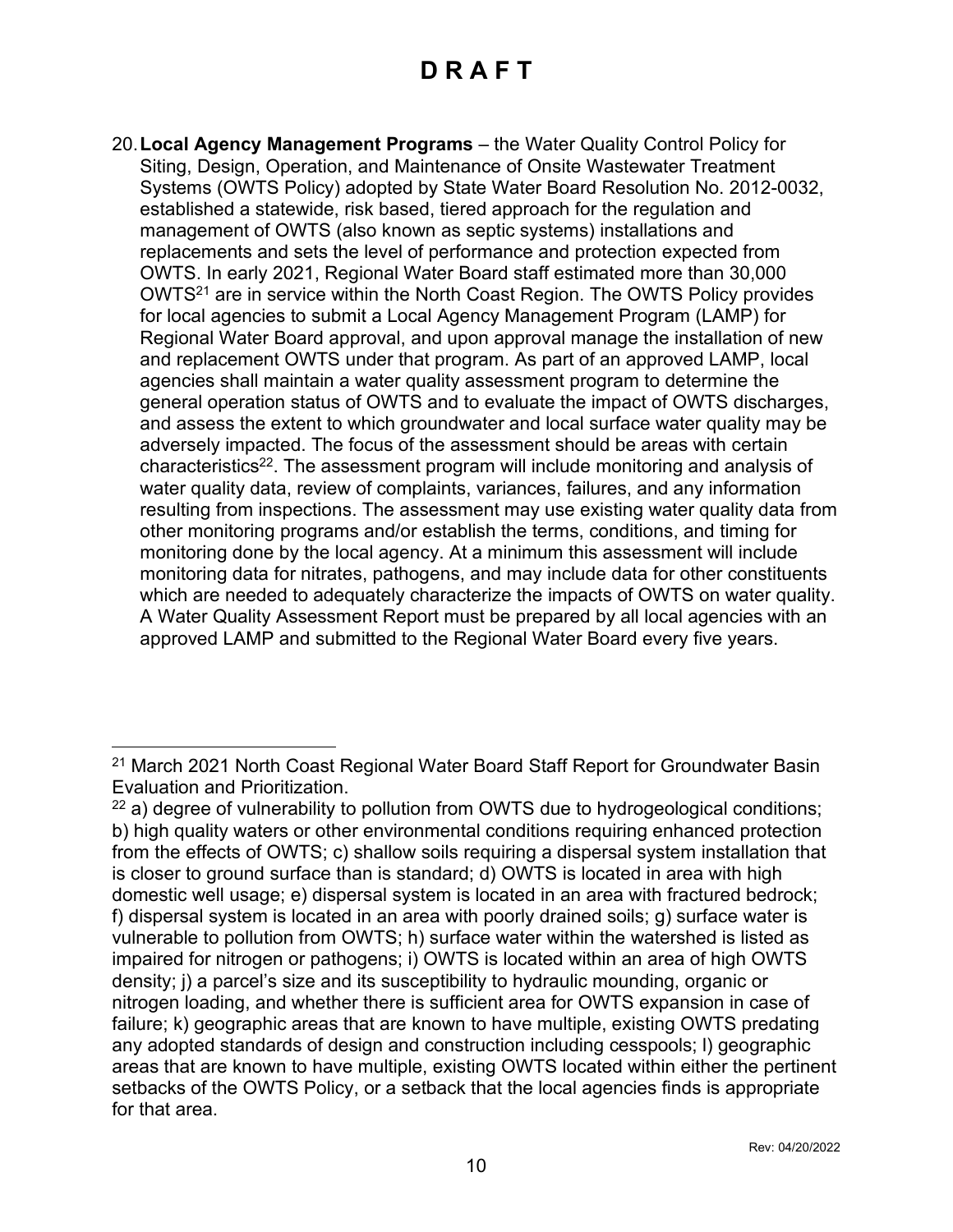20. **Local Agency Management Programs** – the Water Quality Control Policy for Siting, Design, Operation, and Maintenance of Onsite Wastewater Treatment Systems (OWTS Policy) adopted by State Water Board Resolution No. 2012-0032, established a statewide, risk based, tiered approach for the regulation and management of OWTS (also known as septic systems) installations and replacements and sets the level of performance and protection expected from OWTS. In early 2021, Regional Water Board staff estimated more than 30,000 OWTS[21] are in service within the North Coast Region. The OWTS Policy provides for local agencies to submit a Local Agency Management Program (LAMP) for Regional Water Board approval, and upon approval manage the installation of new and replacement OWTS under that program. As part of an approved LAMP, local agencies shall maintain a water quality assessment program to determine the general operation status of OWTS and to evaluate the impact of OWTS discharges, and assess the extent to which groundwater and local surface water quality may be adversely impacted. The focus of the assessment should be areas with certain characteristics[22]. The assessment program will include monitoring and analysis of water quality data, review of complaints, variances, failures, and any information resulting from inspections. The assessment may use existing water quality data from other monitoring programs and/or establish the terms, conditions, and timing for monitoring done by the local agency. At a minimum this assessment will include monitoring data for nitrates, pathogens, and may include data for other constituents which are needed to adequately characterize the impacts of OWTS on water quality. A Water Quality Assessment Report must be prepared by all local agencies with an approved LAMP and submitted to the Regional Water Board every five years.

---

[21] March 2021 North Coast Regional Water Board Staff Report for Groundwater Basin Evaluation and Prioritization.

[22] a) degree of vulnerability to pollution from OWTS due to hydrogeological conditions; b) high quality waters or other environmental conditions requiring enhanced protection from the effects of OWTS; c) shallow soils requiring a dispersal system installation that is closer to ground surface than is standard; d) OWTS is located in area with high domestic well usage; e) dispersal system is located in an area with fractured bedrock; f) dispersal system is located in an area with poorly drained soils; g) surface water is vulnerable to pollution from OWTS; h) surface water within the watershed is listed as impaired for nitrogen or pathogens; i) OWTS is located within an area of high OWTS density; j) a parcel's size and its susceptibility to hydraulic mounding, organic or nitrogen loading, and whether there is sufficient area for OWTS expansion in case of failure; k) geographic areas that are known to have multiple, existing OWTS predating any adopted standards of design and construction including cesspools; l) geographic areas that are known to have multiple, existing OWTS located within either the pertinent setbacks of the OWTS Policy, or a setback that the local agencies finds is appropriate for that area.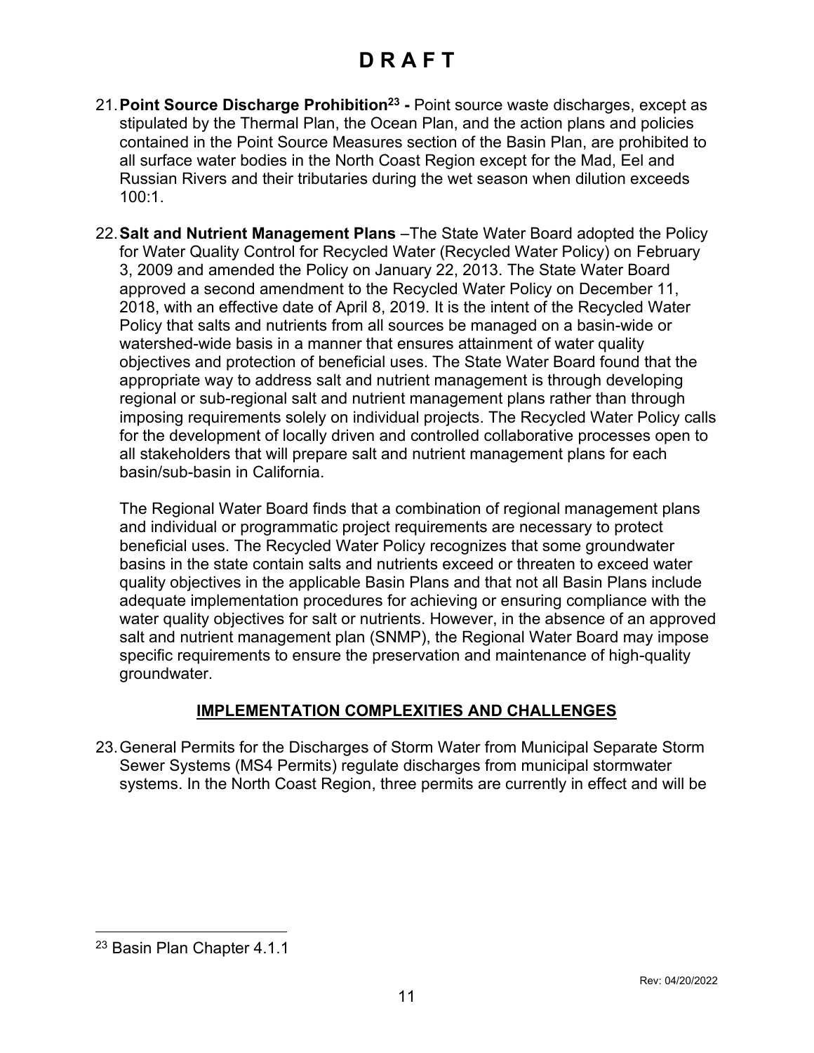21. **Point Source Discharge Prohibition**[23] **-** Point source waste discharges, except as stipulated by the Thermal Plan, the Ocean Plan, and the action plans and policies contained in the Point Source Measures section of the Basin Plan, are prohibited to all surface water bodies in the North Coast Region except for the Mad, Eel and Russian Rivers and their tributaries during the wet season when dilution exceeds 100:1.

22. **Salt and Nutrient Management Plans** –The State Water Board adopted the Policy for Water Quality Control for Recycled Water (Recycled Water Policy) on February 3, 2009 and amended the Policy on January 22, 2013. The State Water Board approved a second amendment to the Recycled Water Policy on December 11, 2018, with an effective date of April 8, 2019. It is the intent of the Recycled Water Policy that salts and nutrients from all sources be managed on a basin-wide or watershed-wide basis in a manner that ensures attainment of water quality objectives and protection of beneficial uses. The State Water Board found that the appropriate way to address salt and nutrient management is through developing regional or sub-regional salt and nutrient management plans rather than through imposing requirements solely on individual projects. The Recycled Water Policy calls for the development of locally driven and controlled collaborative processes open to all stakeholders that will prepare salt and nutrient management plans for each basin/sub-basin in California.

    The Regional Water Board finds that a combination of regional management plans and individual or programmatic project requirements are necessary to protect beneficial uses. The Recycled Water Policy recognizes that some groundwater basins in the state contain salts and nutrients exceed or threaten to exceed water quality objectives in the applicable Basin Plans and that not all Basin Plans include adequate implementation procedures for achieving or ensuring compliance with the water quality objectives for salt or nutrients. However, in the absence of an approved salt and nutrient management plan (SNMP), the Regional Water Board may impose specific requirements to ensure the preservation and maintenance of high-quality groundwater.

## IMPLEMENTATION COMPLEXITIES AND CHALLENGES

23. General Permits for the Discharges of Storm Water from Municipal Separate Storm Sewer Systems (MS4 Permits) regulate discharges from municipal stormwater systems. In the North Coast Region, three permits are currently in effect and will be

[23] Basin Plan Chapter 4.1.1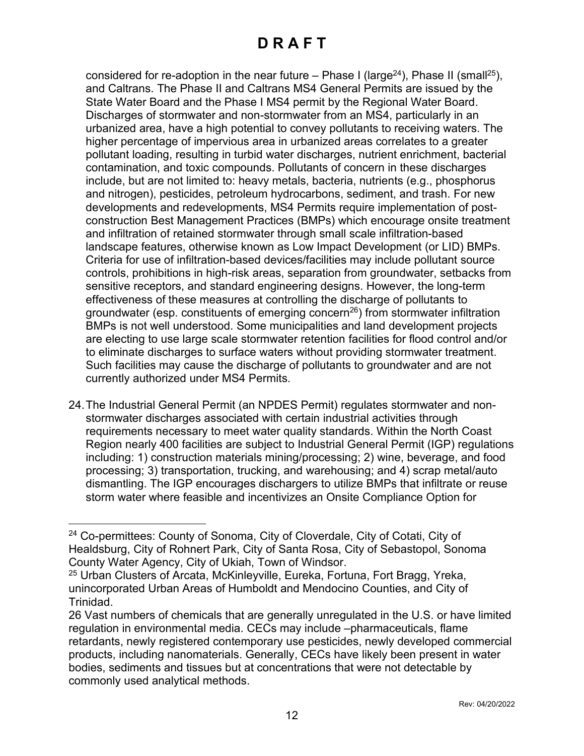# D R A F T

considered for re-adoption in the near future – Phase I (large[24]), Phase II (small[25]), and Caltrans. The Phase II and Caltrans MS4 General Permits are issued by the State Water Board and the Phase I MS4 permit by the Regional Water Board. Discharges of stormwater and non-stormwater from an MS4, particularly in an urbanized area, have a high potential to convey pollutants to receiving waters. The higher percentage of impervious area in urbanized areas correlates to a greater pollutant loading, resulting in turbid water discharges, nutrient enrichment, bacterial contamination, and toxic compounds. Pollutants of concern in these discharges include, but are not limited to: heavy metals, bacteria, nutrients (e.g., phosphorus and nitrogen), pesticides, petroleum hydrocarbons, sediment, and trash. For new developments and redevelopments, MS4 Permits require implementation of post-construction Best Management Practices (BMPs) which encourage onsite treatment and infiltration of retained stormwater through small scale infiltration-based landscape features, otherwise known as Low Impact Development (or LID) BMPs. Criteria for use of infiltration-based devices/facilities may include pollutant source controls, prohibitions in high-risk areas, separation from groundwater, setbacks from sensitive receptors, and standard engineering designs. However, the long-term effectiveness of these measures at controlling the discharge of pollutants to groundwater (esp. constituents of emerging concern[26]) from stormwater infiltration BMPs is not well understood. Some municipalities and land development projects are electing to use large scale stormwater retention facilities for flood control and/or to eliminate discharges to surface waters without providing stormwater treatment. Such facilities may cause the discharge of pollutants to groundwater and are not currently authorized under MS4 Permits.

24. The Industrial General Permit (an NPDES Permit) regulates stormwater and non-stormwater discharges associated with certain industrial activities through requirements necessary to meet water quality standards. Within the North Coast Region nearly 400 facilities are subject to Industrial General Permit (IGP) regulations including: 1) construction materials mining/processing; 2) wine, beverage, and food processing; 3) transportation, trucking, and warehousing; and 4) scrap metal/auto dismantling. The IGP encourages dischargers to utilize BMPs that infiltrate or reuse storm water where feasible and incentivizes an Onsite Compliance Option for

---

[24] Co-permittees: County of Sonoma, City of Cloverdale, City of Cotati, City of Healdsburg, City of Rohnert Park, City of Santa Rosa, City of Sebastopol, Sonoma County Water Agency, City of Ukiah, Town of Windsor.

[25] Urban Clusters of Arcata, McKinleyville, Eureka, Fortuna, Fort Bragg, Yreka, unincorporated Urban Areas of Humboldt and Mendocino Counties, and City of Trinidad.

26 Vast numbers of chemicals that are generally unregulated in the U.S. or have limited regulation in environmental media. CECs may include –pharmaceuticals, flame retardants, newly registered contemporary use pesticides, newly developed commercial products, including nanomaterials. Generally, CECs have likely been present in water bodies, sediments and tissues but at concentrations that were not detectable by commonly used analytical methods.

Rev: 04/20/2022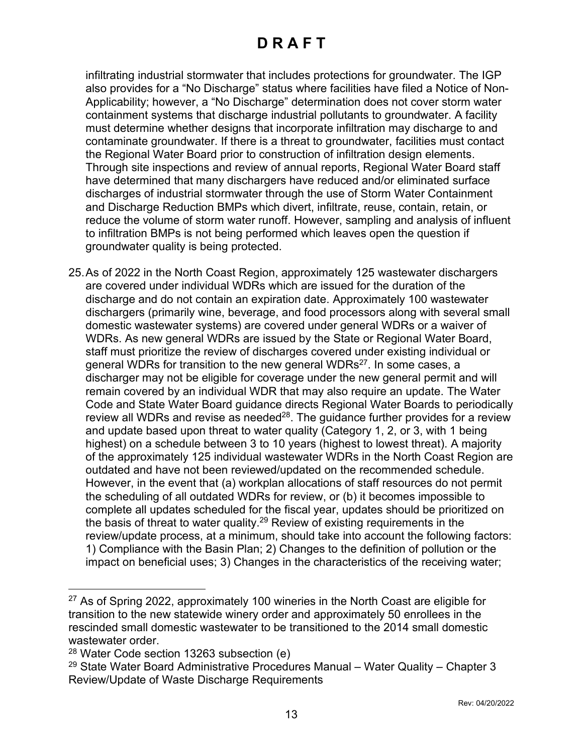infiltrating industrial stormwater that includes protections for groundwater. The IGP also provides for a "No Discharge" status where facilities have filed a Notice of Non-Applicability; however, a "No Discharge" determination does not cover storm water containment systems that discharge industrial pollutants to groundwater. A facility must determine whether designs that incorporate infiltration may discharge to and contaminate groundwater. If there is a threat to groundwater, facilities must contact the Regional Water Board prior to construction of infiltration design elements. Through site inspections and review of annual reports, Regional Water Board staff have determined that many dischargers have reduced and/or eliminated surface discharges of industrial stormwater through the use of Storm Water Containment and Discharge Reduction BMPs which divert, infiltrate, reuse, contain, retain, or reduce the volume of storm water runoff. However, sampling and analysis of influent to infiltration BMPs is not being performed which leaves open the question if groundwater quality is being protected.

25. As of 2022 in the North Coast Region, approximately 125 wastewater dischargers are covered under individual WDRs which are issued for the duration of the discharge and do not contain an expiration date. Approximately 100 wastewater dischargers (primarily wine, beverage, and food processors along with several small domestic wastewater systems) are covered under general WDRs or a waiver of WDRs. As new general WDRs are issued by the State or Regional Water Board, staff must prioritize the review of discharges covered under existing individual or general WDRs for transition to the new general WDRs[27]. In some cases, a discharger may not be eligible for coverage under the new general permit and will remain covered by an individual WDR that may also require an update. The Water Code and State Water Board guidance directs Regional Water Boards to periodically review all WDRs and revise as needed[28]. The guidance further provides for a review and update based upon threat to water quality (Category 1, 2, or 3, with 1 being highest) on a schedule between 3 to 10 years (highest to lowest threat). A majority of the approximately 125 individual wastewater WDRs in the North Coast Region are outdated and have not been reviewed/updated on the recommended schedule. However, in the event that (a) workplan allocations of staff resources do not permit the scheduling of all outdated WDRs for review, or (b) it becomes impossible to complete all updates scheduled for the fiscal year, updates should be prioritized on the basis of threat to water quality.[29] Review of existing requirements in the review/update process, at a minimum, should take into account the following factors: 1) Compliance with the Basin Plan; 2) Changes to the definition of pollution or the impact on beneficial uses; 3) Changes in the characteristics of the receiving water;

---

[27] As of Spring 2022, approximately 100 wineries in the North Coast are eligible for transition to the new statewide winery order and approximately 50 enrollees in the rescinded small domestic wastewater to be transitioned to the 2014 small domestic wastewater order.

[28] Water Code section 13263 subsection (e)

[29] State Water Board Administrative Procedures Manual – Water Quality – Chapter 3 Review/Update of Waste Discharge Requirements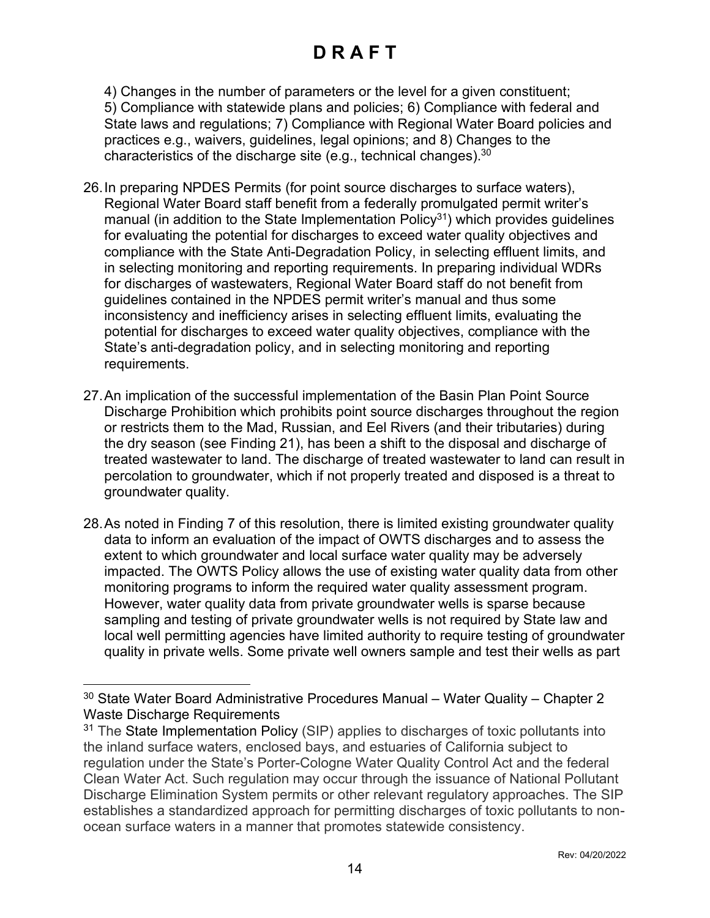# D R A F T

4) Changes in the number of parameters or the level for a given constituent; 5) Compliance with statewide plans and policies; 6) Compliance with federal and State laws and regulations; 7) Compliance with Regional Water Board policies and practices e.g., waivers, guidelines, legal opinions; and 8) Changes to the characteristics of the discharge site (e.g., technical changes).[30]

26. In preparing NPDES Permits (for point source discharges to surface waters), Regional Water Board staff benefit from a federally promulgated permit writer's manual (in addition to the State Implementation Policy[31]) which provides guidelines for evaluating the potential for discharges to exceed water quality objectives and compliance with the State Anti-Degradation Policy, in selecting effluent limits, and in selecting monitoring and reporting requirements. In preparing individual WDRs for discharges of wastewaters, Regional Water Board staff do not benefit from guidelines contained in the NPDES permit writer's manual and thus some inconsistency and inefficiency arises in selecting effluent limits, evaluating the potential for discharges to exceed water quality objectives, compliance with the State's anti-degradation policy, and in selecting monitoring and reporting requirements.

27. An implication of the successful implementation of the Basin Plan Point Source Discharge Prohibition which prohibits point source discharges throughout the region or restricts them to the Mad, Russian, and Eel Rivers (and their tributaries) during the dry season (see Finding 21), has been a shift to the disposal and discharge of treated wastewater to land. The discharge of treated wastewater to land can result in percolation to groundwater, which if not properly treated and disposed is a threat to groundwater quality.

28. As noted in Finding 7 of this resolution, there is limited existing groundwater quality data to inform an evaluation of the impact of OWTS discharges and to assess the extent to which groundwater and local surface water quality may be adversely impacted. The OWTS Policy allows the use of existing water quality data from other monitoring programs to inform the required water quality assessment program. However, water quality data from private groundwater wells is sparse because sampling and testing of private groundwater wells is not required by State law and local well permitting agencies have limited authority to require testing of groundwater quality in private wells. Some private well owners sample and test their wells as part

---

[30] State Water Board Administrative Procedures Manual – Water Quality – Chapter 2 Waste Discharge Requirements

[31] The State Implementation Policy (SIP) applies to discharges of toxic pollutants into the inland surface waters, enclosed bays, and estuaries of California subject to regulation under the State's Porter-Cologne Water Quality Control Act and the federal Clean Water Act. Such regulation may occur through the issuance of National Pollutant Discharge Elimination System permits or other relevant regulatory approaches. The SIP establishes a standardized approach for permitting discharges of toxic pollutants to non-ocean surface waters in a manner that promotes statewide consistency.

Rev: 04/20/2022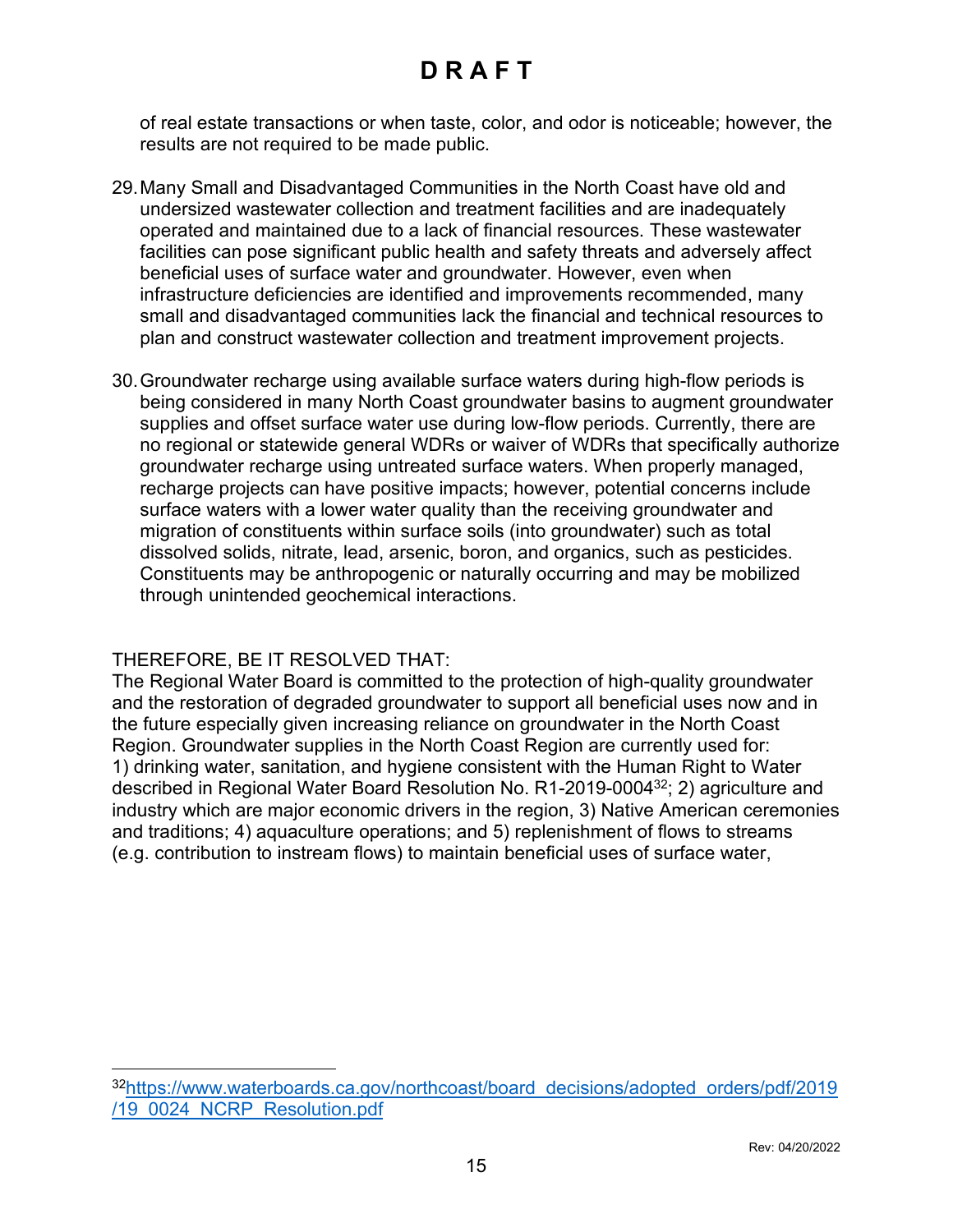of real estate transactions or when taste, color, and odor is noticeable; however, the results are not required to be made public.

29. Many Small and Disadvantaged Communities in the North Coast have old and undersized wastewater collection and treatment facilities and are inadequately operated and maintained due to a lack of financial resources. These wastewater facilities can pose significant public health and safety threats and adversely affect beneficial uses of surface water and groundwater. However, even when infrastructure deficiencies are identified and improvements recommended, many small and disadvantaged communities lack the financial and technical resources to plan and construct wastewater collection and treatment improvement projects.

30. Groundwater recharge using available surface waters during high-flow periods is being considered in many North Coast groundwater basins to augment groundwater supplies and offset surface water use during low-flow periods. Currently, there are no regional or statewide general WDRs or waiver of WDRs that specifically authorize groundwater recharge using untreated surface waters. When properly managed, recharge projects can have positive impacts; however, potential concerns include surface waters with a lower water quality than the receiving groundwater and migration of constituents within surface soils (into groundwater) such as total dissolved solids, nitrate, lead, arsenic, boron, and organics, such as pesticides. Constituents may be anthropogenic or naturally occurring and may be mobilized through unintended geochemical interactions.

THEREFORE, BE IT RESOLVED THAT:

The Regional Water Board is committed to the protection of high-quality groundwater and the restoration of degraded groundwater to support all beneficial uses now and in the future especially given increasing reliance on groundwater in the North Coast Region. Groundwater supplies in the North Coast Region are currently used for: 1) drinking water, sanitation, and hygiene consistent with the Human Right to Water described in Regional Water Board Resolution No. R1-2019-0004[32]; 2) agriculture and industry which are major economic drivers in the region, 3) Native American ceremonies and traditions; 4) aquaculture operations; and 5) replenishment of flows to streams (e.g. contribution to instream flows) to maintain beneficial uses of surface water,

---

[32] https://www.waterboards.ca.gov/northcoast/board_decisions/adopted_orders/pdf/2019/19_0024_NCRP_Resolution.pdf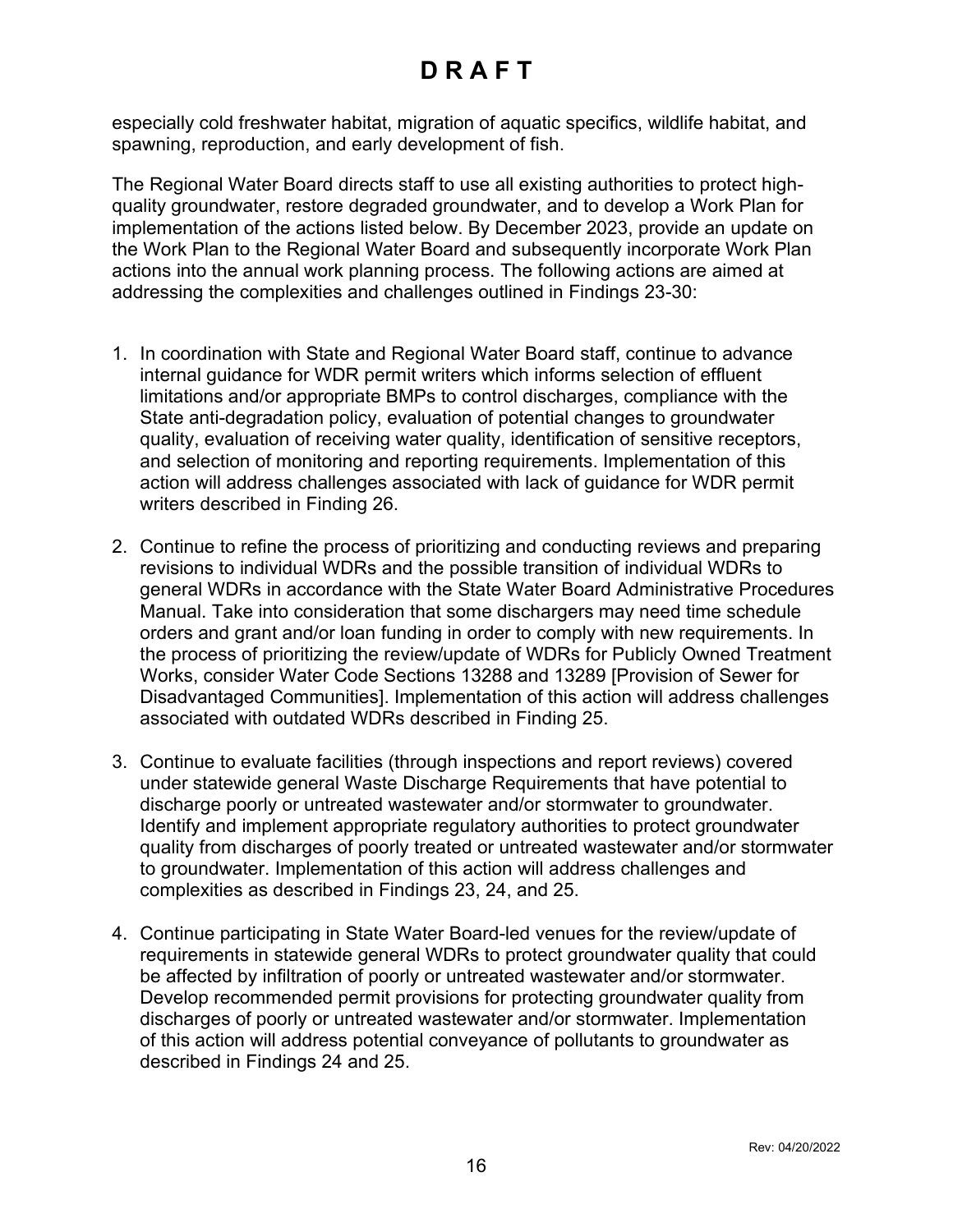especially cold freshwater habitat, migration of aquatic specifics, wildlife habitat, and spawning, reproduction, and early development of fish.

The Regional Water Board directs staff to use all existing authorities to protect high-quality groundwater, restore degraded groundwater, and to develop a Work Plan for implementation of the actions listed below. By December 2023, provide an update on the Work Plan to the Regional Water Board and subsequently incorporate Work Plan actions into the annual work planning process. The following actions are aimed at addressing the complexities and challenges outlined in Findings 23-30:

1. In coordination with State and Regional Water Board staff, continue to advance internal guidance for WDR permit writers which informs selection of effluent limitations and/or appropriate BMPs to control discharges, compliance with the State anti-degradation policy, evaluation of potential changes to groundwater quality, evaluation of receiving water quality, identification of sensitive receptors, and selection of monitoring and reporting requirements. Implementation of this action will address challenges associated with lack of guidance for WDR permit writers described in Finding 26.

2. Continue to refine the process of prioritizing and conducting reviews and preparing revisions to individual WDRs and the possible transition of individual WDRs to general WDRs in accordance with the State Water Board Administrative Procedures Manual. Take into consideration that some dischargers may need time schedule orders and grant and/or loan funding in order to comply with new requirements. In the process of prioritizing the review/update of WDRs for Publicly Owned Treatment Works, consider Water Code Sections 13288 and 13289 [Provision of Sewer for Disadvantaged Communities]. Implementation of this action will address challenges associated with outdated WDRs described in Finding 25.

3. Continue to evaluate facilities (through inspections and report reviews) covered under statewide general Waste Discharge Requirements that have potential to discharge poorly or untreated wastewater and/or stormwater to groundwater. Identify and implement appropriate regulatory authorities to protect groundwater quality from discharges of poorly treated or untreated wastewater and/or stormwater to groundwater. Implementation of this action will address challenges and complexities as described in Findings 23, 24, and 25.

4. Continue participating in State Water Board-led venues for the review/update of requirements in statewide general WDRs to protect groundwater quality that could be affected by infiltration of poorly or untreated wastewater and/or stormwater. Develop recommended permit provisions for protecting groundwater quality from discharges of poorly or untreated wastewater and/or stormwater. Implementation of this action will address potential conveyance of pollutants to groundwater as described in Findings 24 and 25.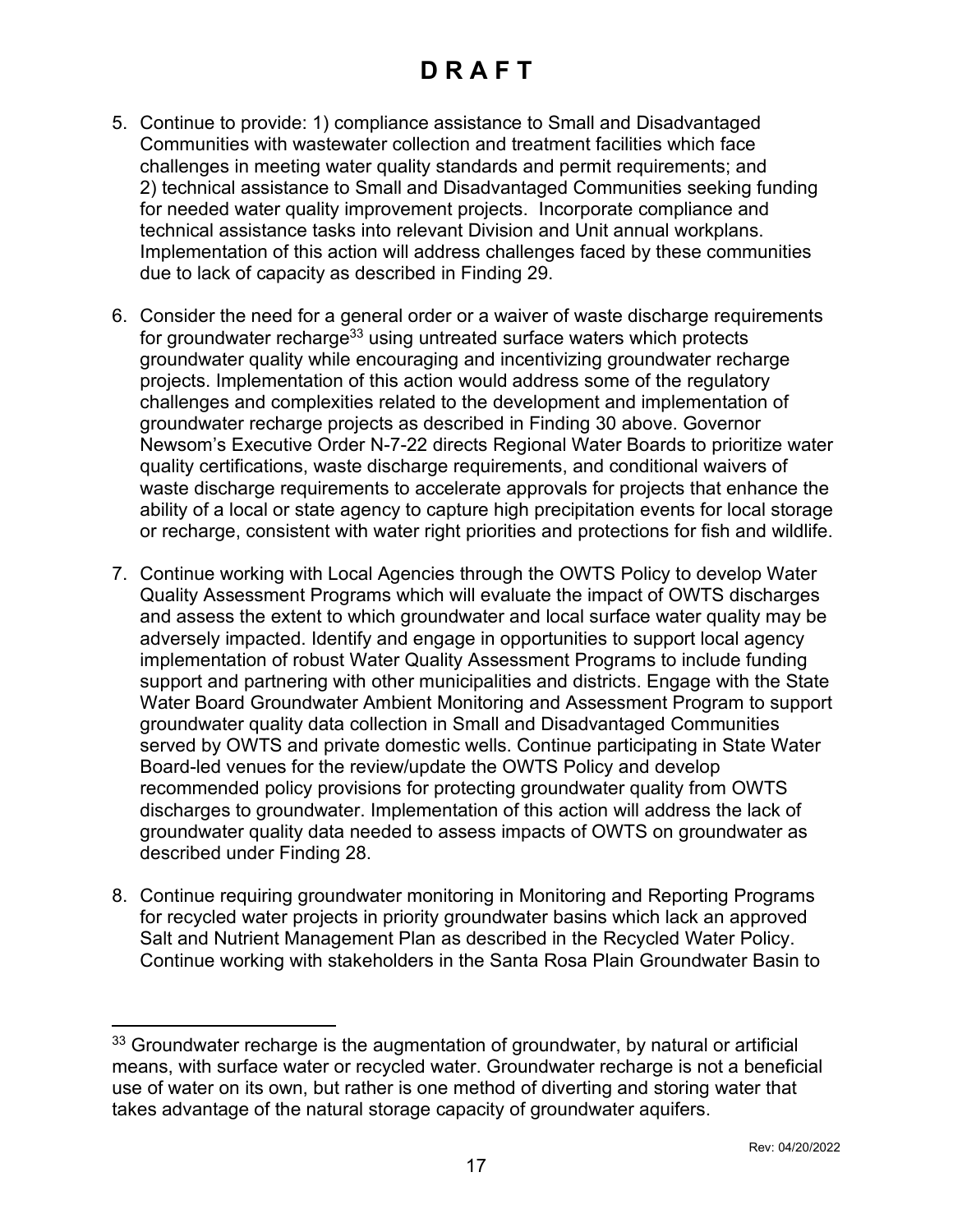# D R A F T

5. Continue to provide: 1) compliance assistance to Small and Disadvantaged Communities with wastewater collection and treatment facilities which face challenges in meeting water quality standards and permit requirements; and 2) technical assistance to Small and Disadvantaged Communities seeking funding for needed water quality improvement projects. Incorporate compliance and technical assistance tasks into relevant Division and Unit annual workplans. Implementation of this action will address challenges faced by these communities due to lack of capacity as described in Finding 29.

6. Consider the need for a general order or a waiver of waste discharge requirements for groundwater recharge[33] using untreated surface waters which protects groundwater quality while encouraging and incentivizing groundwater recharge projects. Implementation of this action would address some of the regulatory challenges and complexities related to the development and implementation of groundwater recharge projects as described in Finding 30 above. Governor Newsom's Executive Order N-7-22 directs Regional Water Boards to prioritize water quality certifications, waste discharge requirements, and conditional waivers of waste discharge requirements to accelerate approvals for projects that enhance the ability of a local or state agency to capture high precipitation events for local storage or recharge, consistent with water right priorities and protections for fish and wildlife.

7. Continue working with Local Agencies through the OWTS Policy to develop Water Quality Assessment Programs which will evaluate the impact of OWTS discharges and assess the extent to which groundwater and local surface water quality may be adversely impacted. Identify and engage in opportunities to support local agency implementation of robust Water Quality Assessment Programs to include funding support and partnering with other municipalities and districts. Engage with the State Water Board Groundwater Ambient Monitoring and Assessment Program to support groundwater quality data collection in Small and Disadvantaged Communities served by OWTS and private domestic wells. Continue participating in State Water Board-led venues for the review/update the OWTS Policy and develop recommended policy provisions for protecting groundwater quality from OWTS discharges to groundwater. Implementation of this action will address the lack of groundwater quality data needed to assess impacts of OWTS on groundwater as described under Finding 28.

8. Continue requiring groundwater monitoring in Monitoring and Reporting Programs for recycled water projects in priority groundwater basins which lack an approved Salt and Nutrient Management Plan as described in the Recycled Water Policy. Continue working with stakeholders in the Santa Rosa Plain Groundwater Basin to

---

[33] Groundwater recharge is the augmentation of groundwater, by natural or artificial means, with surface water or recycled water. Groundwater recharge is not a beneficial use of water on its own, but rather is one method of diverting and storing water that takes advantage of the natural storage capacity of groundwater aquifers.

Rev: 04/20/2022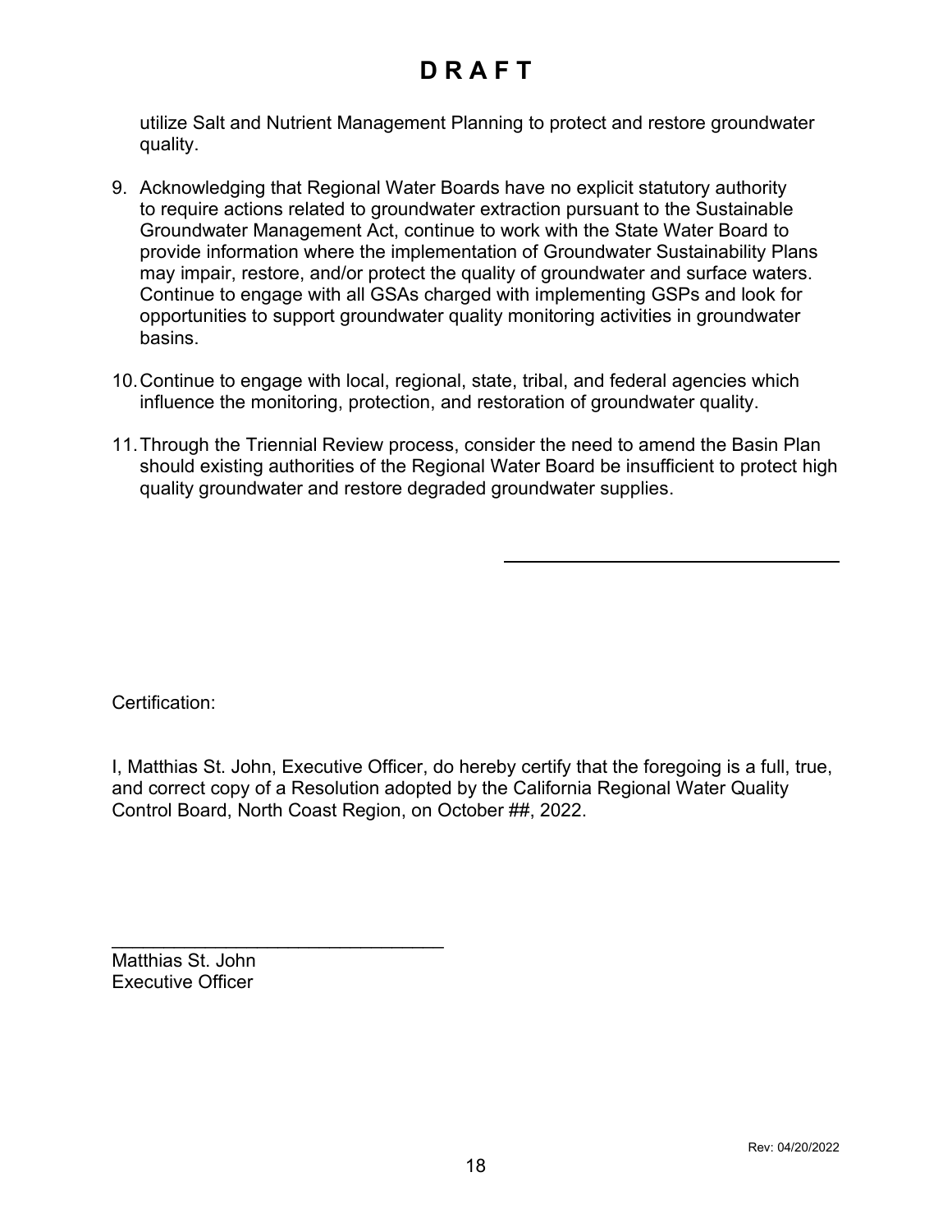# D R A F T

utilize Salt and Nutrient Management Planning to protect and restore groundwater quality.

9. Acknowledging that Regional Water Boards have no explicit statutory authority to require actions related to groundwater extraction pursuant to the Sustainable Groundwater Management Act, continue to work with the State Water Board to provide information where the implementation of Groundwater Sustainability Plans may impair, restore, and/or protect the quality of groundwater and surface waters. Continue to engage with all GSAs charged with implementing GSPs and look for opportunities to support groundwater quality monitoring activities in groundwater basins.

10. Continue to engage with local, regional, state, tribal, and federal agencies which influence the monitoring, protection, and restoration of groundwater quality.

11. Through the Triennial Review process, consider the need to amend the Basin Plan should existing authorities of the Regional Water Board be insufficient to protect high quality groundwater and restore degraded groundwater supplies.

---

Certification:

I, Matthias St. John, Executive Officer, do hereby certify that the foregoing is a full, true, and correct copy of a Resolution adopted by the California Regional Water Quality Control Board, North Coast Region, on October ##, 2022.

\_\_\_\_\_\_\_\_\_\_\_\_\_\_\_\_\_\_\_\_\_\_\_\_\_\_\_\_\_\_\_\_\_\_

Matthias St. John
Executive Officer

Rev: 04/20/2022